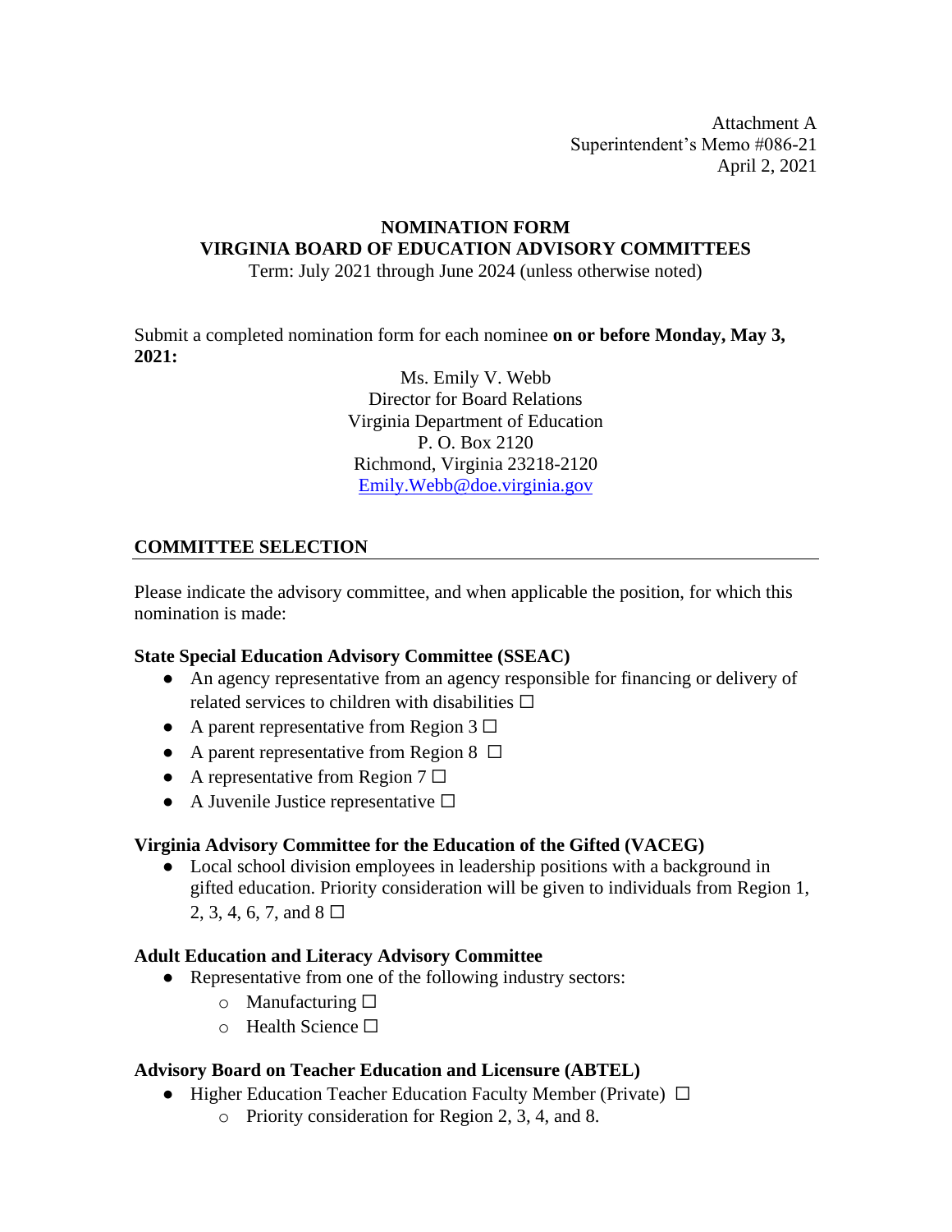Attachment A
Superintendent's Memo #086-21
April 2, 2021

# NOMINATION FORM
# VIRGINIA BOARD OF EDUCATION ADVISORY COMMITTEES

Term: July 2021 through June 2024 (unless otherwise noted)

Submit a completed nomination form for each nominee **on or before Monday, May 3, 2021:**

Ms. Emily V. Webb
Director for Board Relations
Virginia Department of Education
P. O. Box 2120
Richmond, Virginia 23218-2120
Emily.Webb@doe.virginia.gov

## COMMITTEE SELECTION

Please indicate the advisory committee, and when applicable the position, for which this nomination is made:

**State Special Education Advisory Committee (SSEAC)**

- An agency representative from an agency responsible for financing or delivery of related services to children with disabilities ☐
- A parent representative from Region 3 ☐
- A parent representative from Region 8 ☐
- A representative from Region 7 ☐
- A Juvenile Justice representative ☐

**Virginia Advisory Committee for the Education of the Gifted (VACEG)**

- Local school division employees in leadership positions with a background in gifted education. Priority consideration will be given to individuals from Region 1, 2, 3, 4, 6, 7, and 8 ☐

**Adult Education and Literacy Advisory Committee**

- Representative from one of the following industry sectors:
  - Manufacturing ☐
  - Health Science ☐

**Advisory Board on Teacher Education and Licensure (ABTEL)**

- Higher Education Teacher Education Faculty Member (Private) ☐
  - Priority consideration for Region 2, 3, 4, and 8.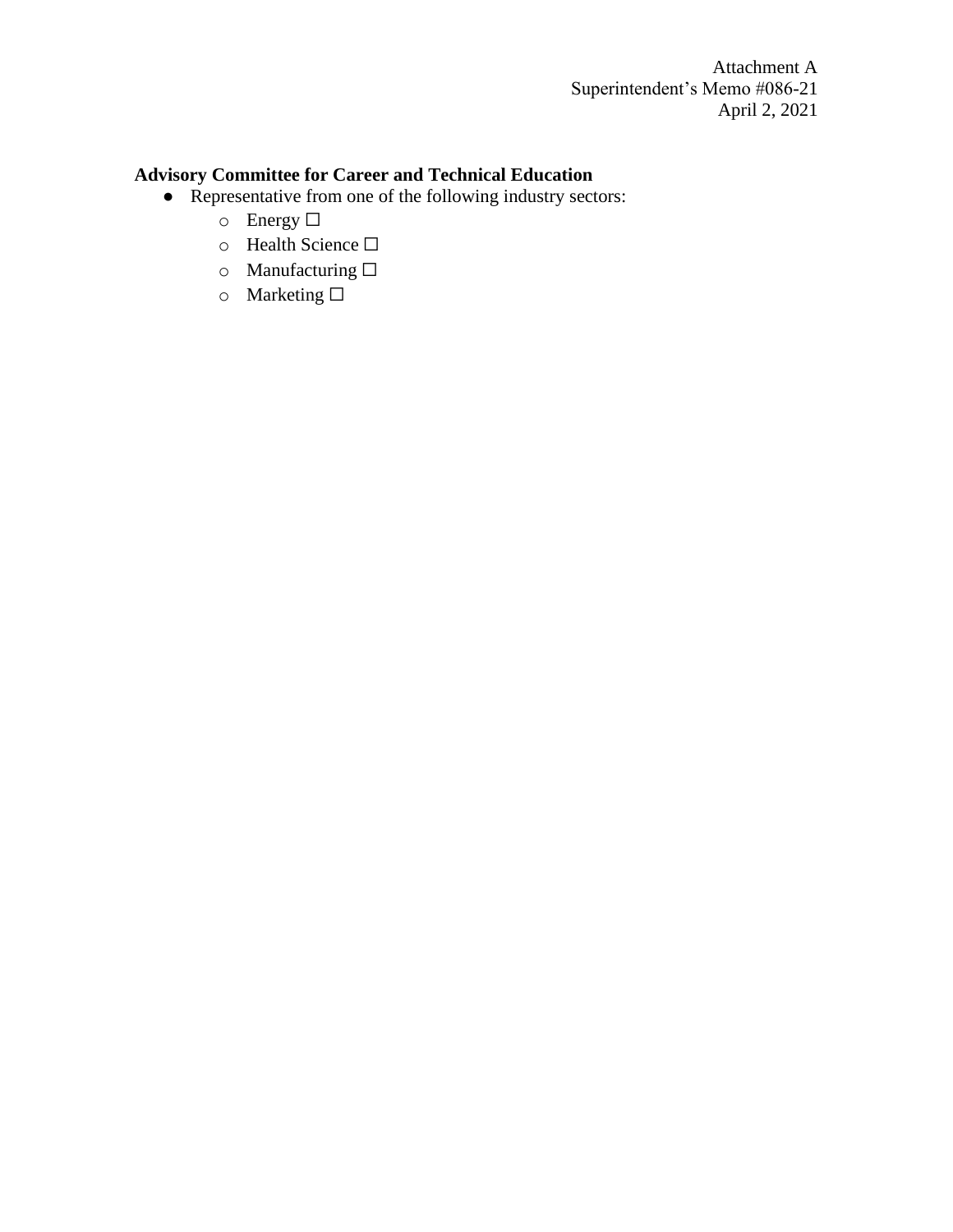Attachment A
Superintendent's Memo #086-21
April 2, 2021

**Advisory Committee for Career and Technical Education**

- Representative from one of the following industry sectors:
  - Energy ☐
  - Health Science ☐
  - Manufacturing ☐
  - Marketing ☐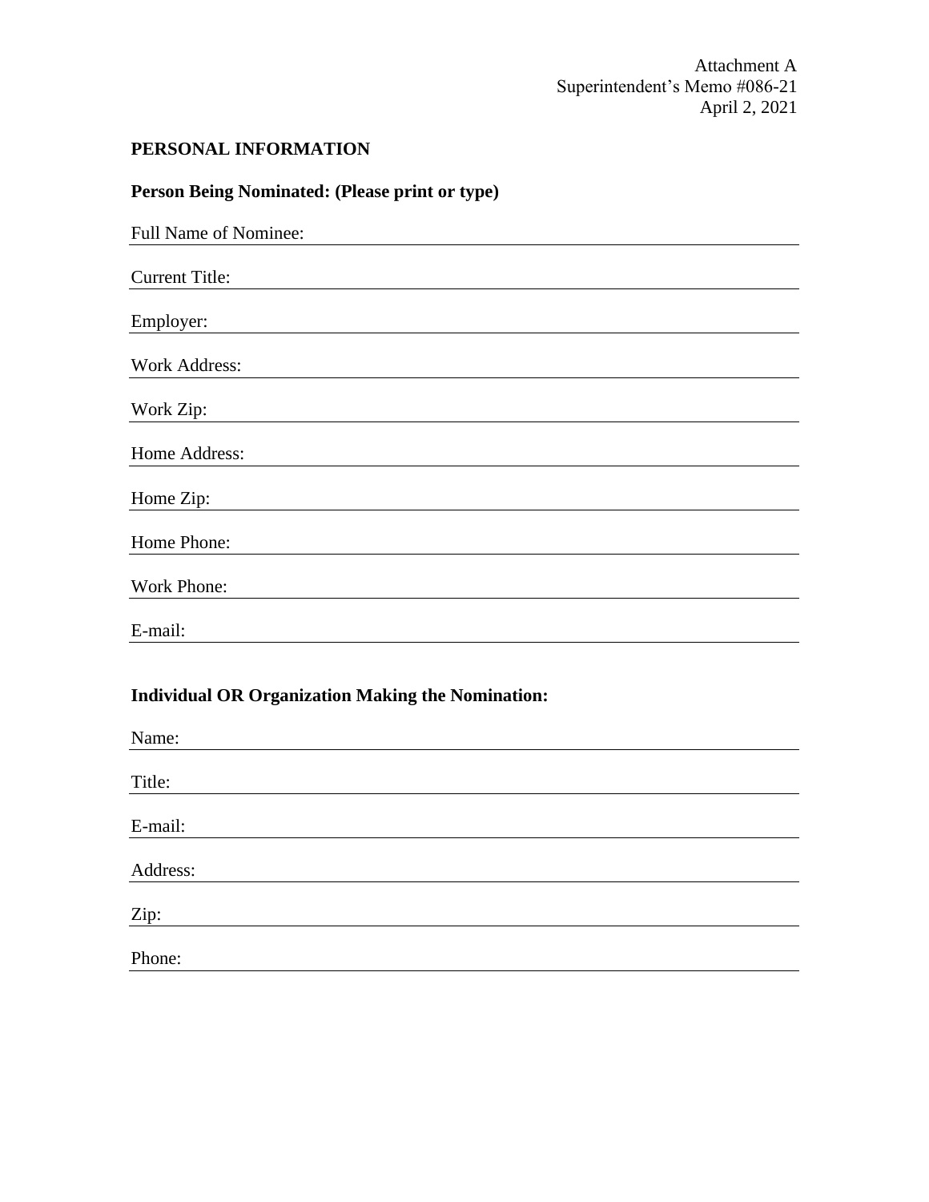Attachment A
Superintendent's Memo #086-21
April 2, 2021

## PERSONAL INFORMATION

### Person Being Nominated: (Please print or type)

Full Name of Nominee: ____________________

Current Title: ____________________

Employer: ____________________

Work Address: ____________________

Work Zip: ____________________

Home Address: ____________________

Home Zip: ____________________

Home Phone: ____________________

Work Phone: ____________________

E-mail: ____________________

### Individual OR Organization Making the Nomination:

Name: ____________________

Title: ____________________

E-mail: ____________________

Address: ____________________

Zip: ____________________

Phone: ____________________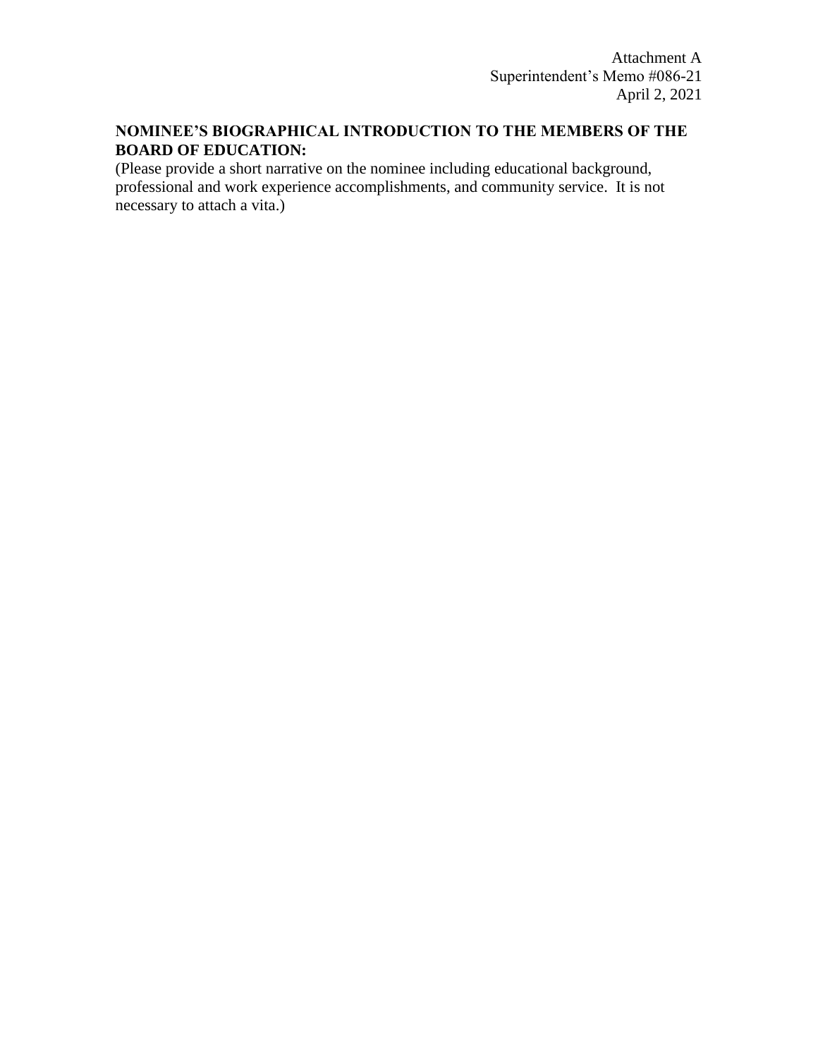Attachment A
Superintendent's Memo #086-21
April 2, 2021

**NOMINEE'S BIOGRAPHICAL INTRODUCTION TO THE MEMBERS OF THE BOARD OF EDUCATION:**

(Please provide a short narrative on the nominee including educational background, professional and work experience accomplishments, and community service. It is not necessary to attach a vita.)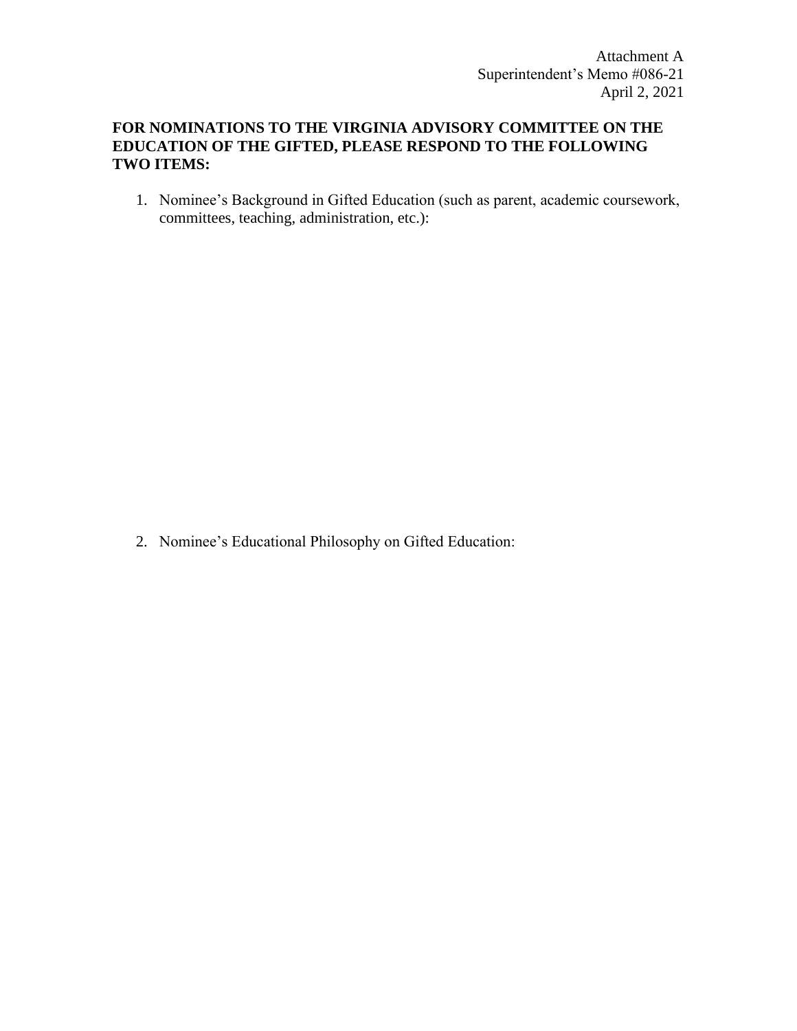Attachment A
Superintendent's Memo #086-21
April 2, 2021

**FOR NOMINATIONS TO THE VIRGINIA ADVISORY COMMITTEE ON THE EDUCATION OF THE GIFTED, PLEASE RESPOND TO THE FOLLOWING TWO ITEMS:**

1. Nominee's Background in Gifted Education (such as parent, academic coursework, committees, teaching, administration, etc.):

2. Nominee's Educational Philosophy on Gifted Education: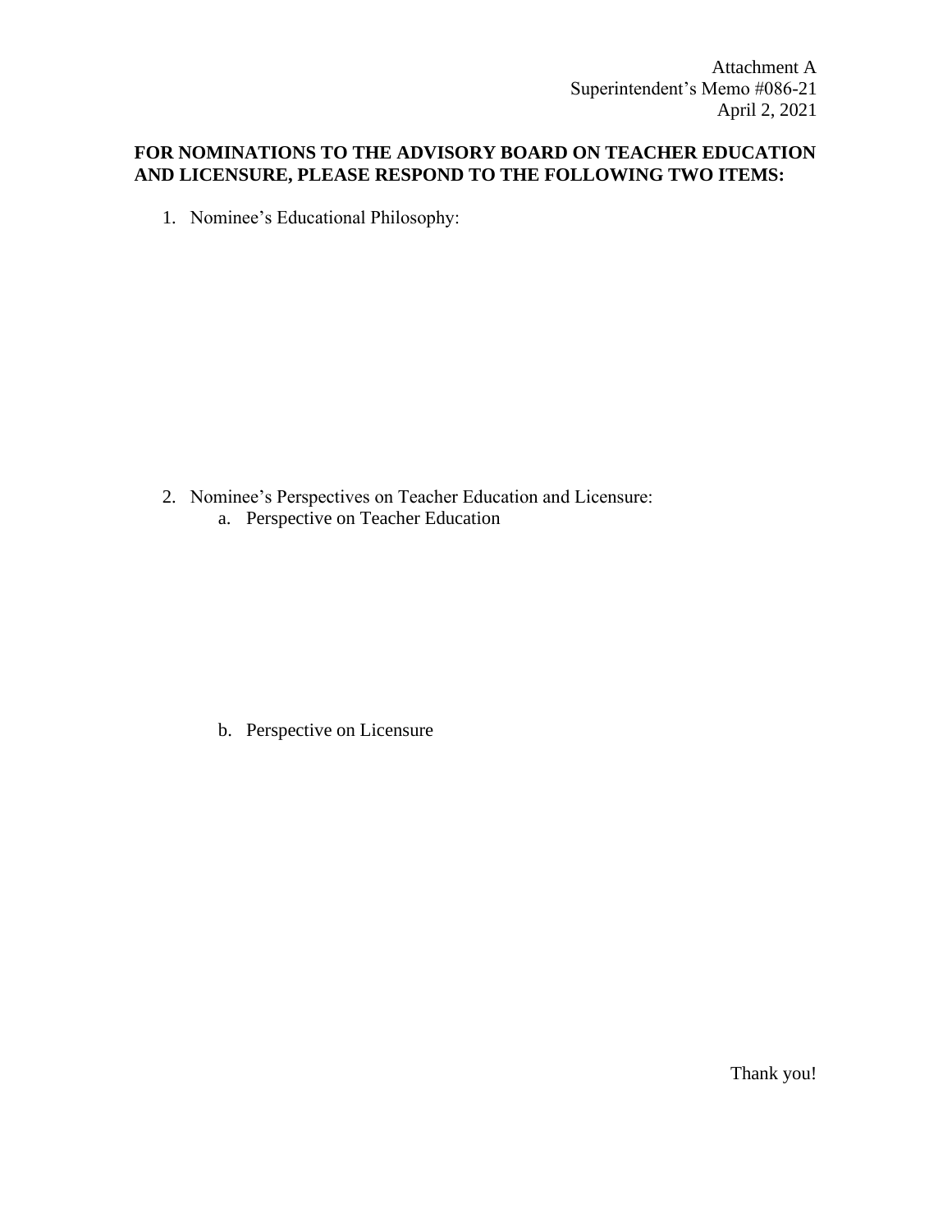Attachment A
Superintendent's Memo #086-21
April 2, 2021

**FOR NOMINATIONS TO THE ADVISORY BOARD ON TEACHER EDUCATION AND LICENSURE, PLEASE RESPOND TO THE FOLLOWING TWO ITEMS:**

1. Nominee's Educational Philosophy:

2. Nominee's Perspectives on Teacher Education and Licensure:
   a. Perspective on Teacher Education

   b. Perspective on Licensure

Thank you!